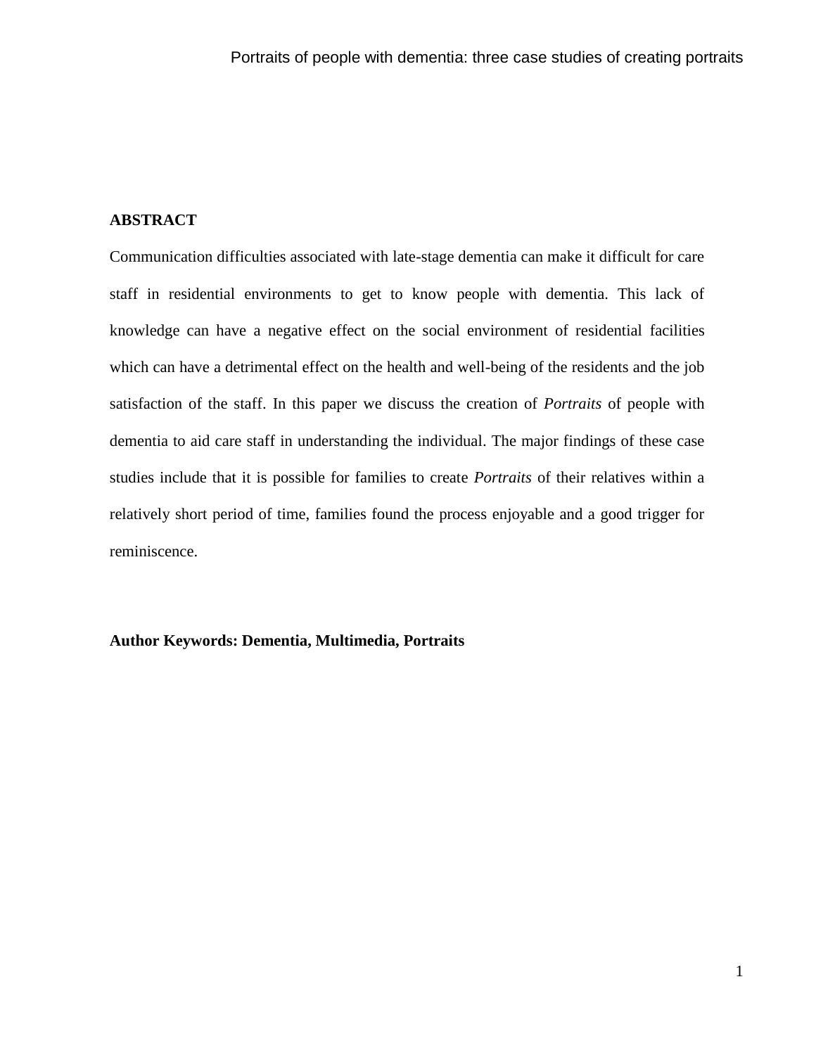## ABSTRACT

Communication difficulties associated with late-stage dementia can make it difficult for care staff in residential environments to get to know people with dementia. This lack of knowledge can have a negative effect on the social environment of residential facilities which can have a detrimental effect on the health and well-being of the residents and the job satisfaction of the staff. In this paper we discuss the creation of *Portraits* of people with dementia to aid care staff in understanding the individual. The major findings of these case studies include that it is possible for families to create *Portraits* of their relatives within a relatively short period of time, families found the process enjoyable and a good trigger for reminiscence.

**Author Keywords: Dementia, Multimedia, Portraits**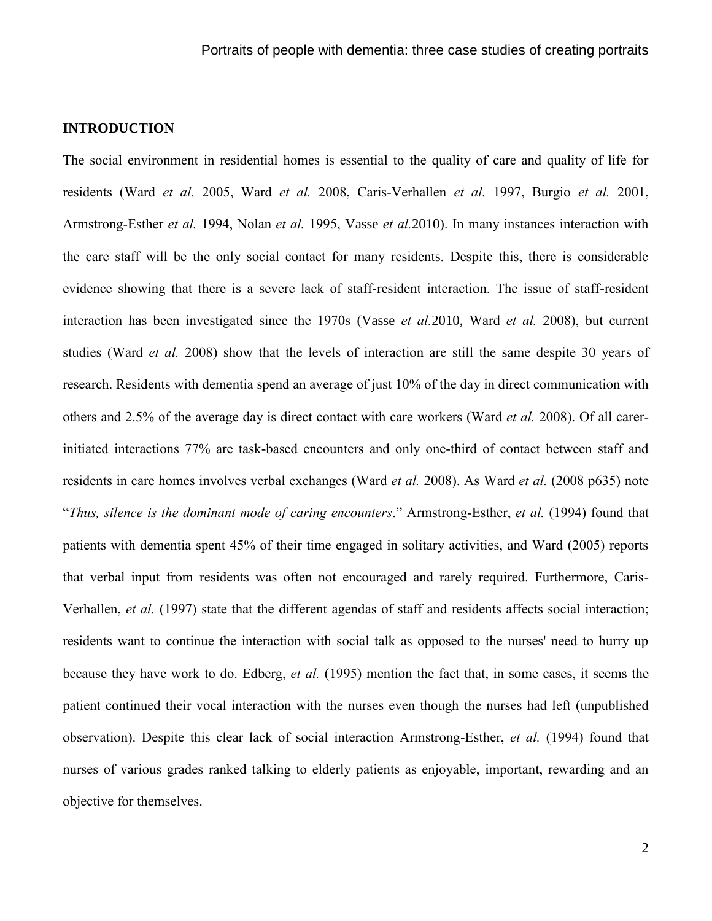**INTRODUCTION**

The social environment in residential homes is essential to the quality of care and quality of life for residents (Ward *et al.* 2005, Ward *et al.* 2008, Caris-Verhallen *et al.* 1997, Burgio *et al.* 2001, Armstrong-Esther *et al.* 1994, Nolan *et al.* 1995, Vasse *et al.*2010). In many instances interaction with the care staff will be the only social contact for many residents. Despite this, there is considerable evidence showing that there is a severe lack of staff-resident interaction. The issue of staff-resident interaction has been investigated since the 1970s (Vasse *et al.*2010, Ward *et al.* 2008), but current studies (Ward *et al.* 2008) show that the levels of interaction are still the same despite 30 years of research. Residents with dementia spend an average of just 10% of the day in direct communication with others and 2.5% of the average day is direct contact with care workers (Ward *et al.* 2008). Of all carer-initiated interactions 77% are task-based encounters and only one-third of contact between staff and residents in care homes involves verbal exchanges (Ward *et al.* 2008). As Ward *et al.* (2008 p635) note "*Thus, silence is the dominant mode of caring encounters*." Armstrong-Esther, *et al.* (1994) found that patients with dementia spent 45% of their time engaged in solitary activities, and Ward (2005) reports that verbal input from residents was often not encouraged and rarely required. Furthermore, Caris-Verhallen, *et al.* (1997) state that the different agendas of staff and residents affects social interaction; residents want to continue the interaction with social talk as opposed to the nurses' need to hurry up because they have work to do. Edberg, *et al.* (1995) mention the fact that, in some cases, it seems the patient continued their vocal interaction with the nurses even though the nurses had left (unpublished observation). Despite this clear lack of social interaction Armstrong-Esther, *et al.* (1994) found that nurses of various grades ranked talking to elderly patients as enjoyable, important, rewarding and an objective for themselves.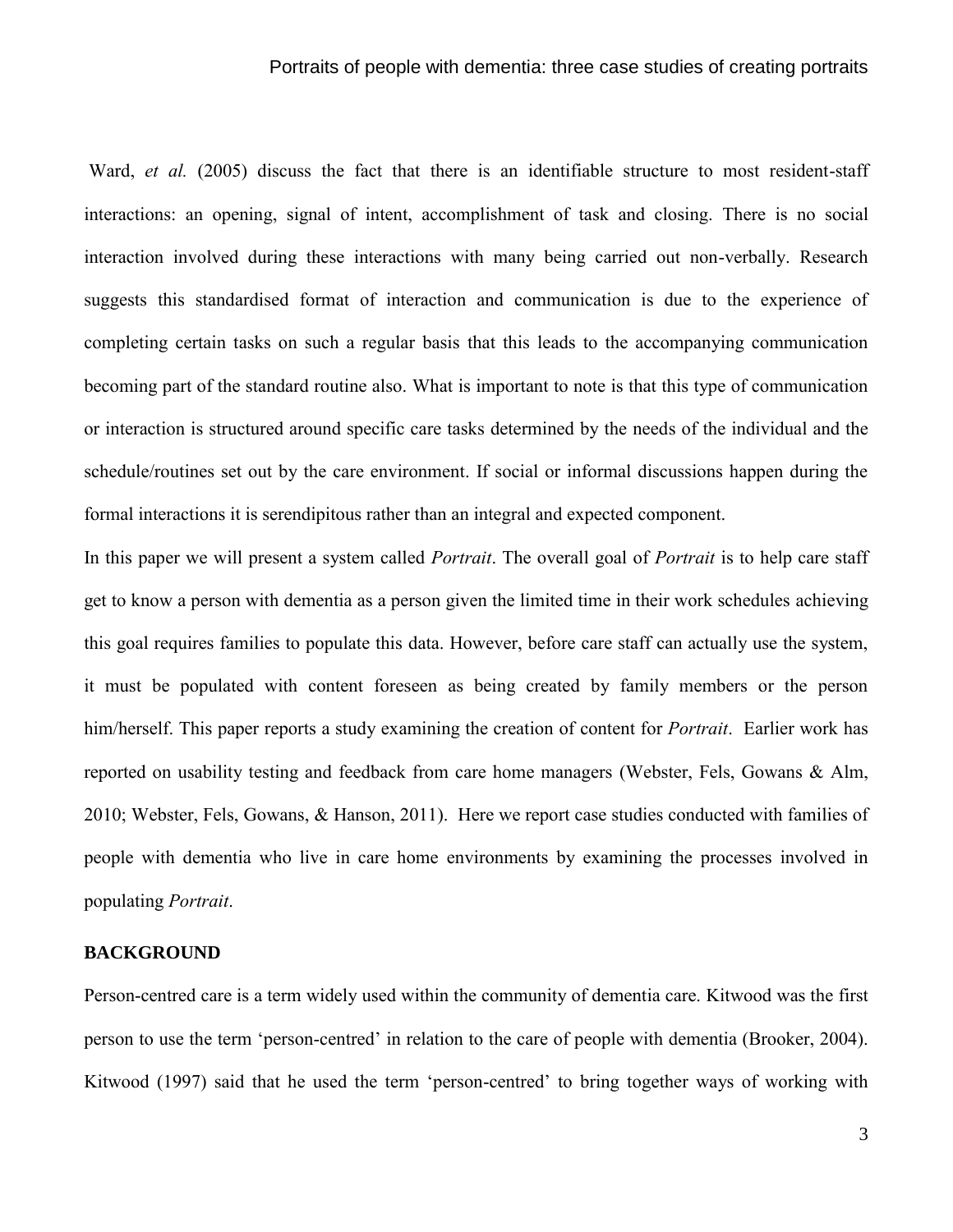Ward, *et al.* (2005) discuss the fact that there is an identifiable structure to most resident-staff interactions: an opening, signal of intent, accomplishment of task and closing. There is no social interaction involved during these interactions with many being carried out non-verbally. Research suggests this standardised format of interaction and communication is due to the experience of completing certain tasks on such a regular basis that this leads to the accompanying communication becoming part of the standard routine also. What is important to note is that this type of communication or interaction is structured around specific care tasks determined by the needs of the individual and the schedule/routines set out by the care environment. If social or informal discussions happen during the formal interactions it is serendipitous rather than an integral and expected component.

In this paper we will present a system called *Portrait*. The overall goal of *Portrait* is to help care staff get to know a person with dementia as a person given the limited time in their work schedules achieving this goal requires families to populate this data. However, before care staff can actually use the system, it must be populated with content foreseen as being created by family members or the person him/herself. This paper reports a study examining the creation of content for *Portrait*. Earlier work has reported on usability testing and feedback from care home managers (Webster, Fels, Gowans & Alm, 2010; Webster, Fels, Gowans, & Hanson, 2011). Here we report case studies conducted with families of people with dementia who live in care home environments by examining the processes involved in populating *Portrait*.

## BACKGROUND

Person-centred care is a term widely used within the community of dementia care. Kitwood was the first person to use the term 'person-centred' in relation to the care of people with dementia (Brooker, 2004). Kitwood (1997) said that he used the term 'person-centred' to bring together ways of working with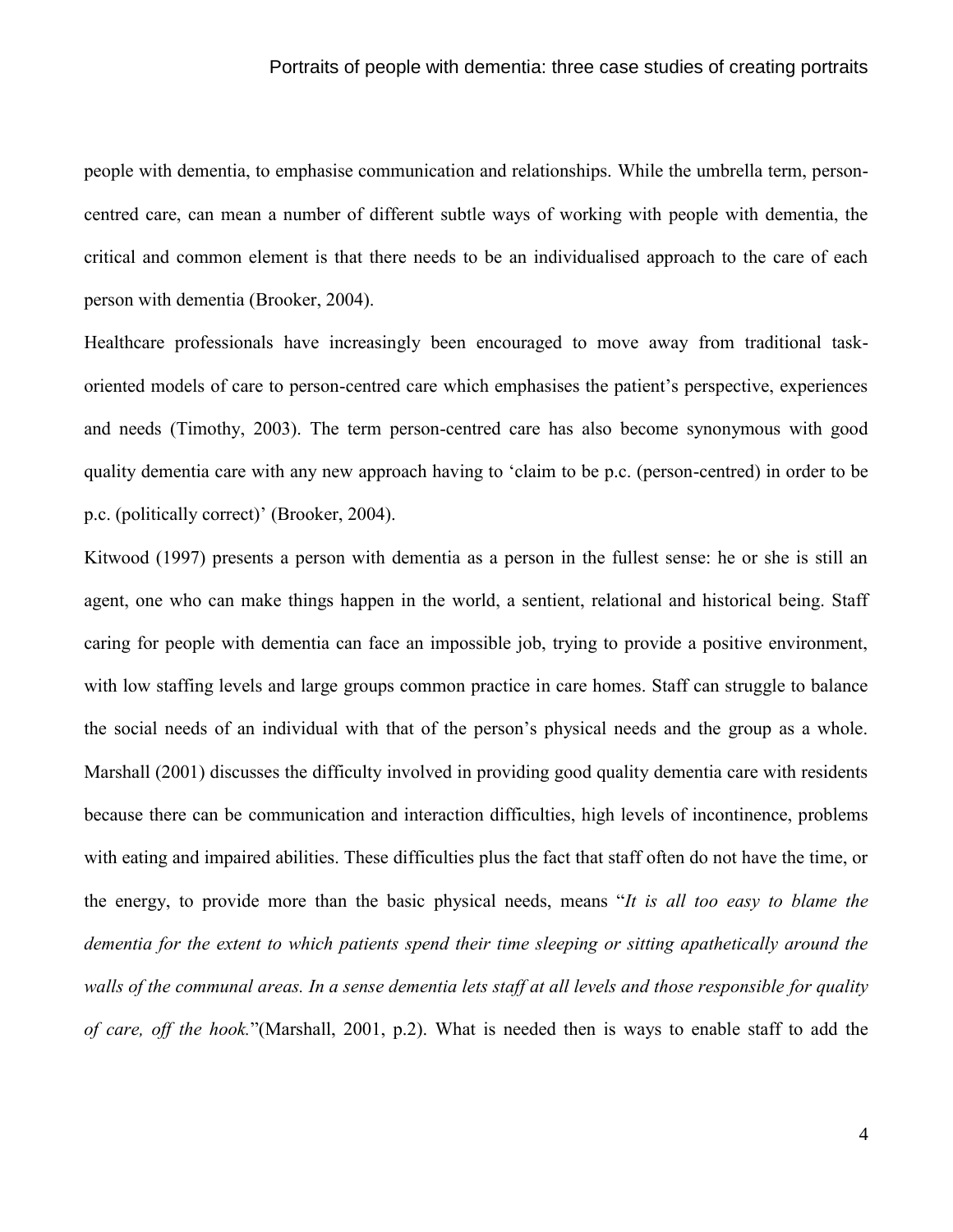people with dementia, to emphasise communication and relationships. While the umbrella term, person-centred care, can mean a number of different subtle ways of working with people with dementia, the critical and common element is that there needs to be an individualised approach to the care of each person with dementia (Brooker, 2004).

Healthcare professionals have increasingly been encouraged to move away from traditional task-oriented models of care to person-centred care which emphasises the patient's perspective, experiences and needs (Timothy, 2003). The term person-centred care has also become synonymous with good quality dementia care with any new approach having to 'claim to be p.c. (person-centred) in order to be p.c. (politically correct)' (Brooker, 2004).

Kitwood (1997) presents a person with dementia as a person in the fullest sense: he or she is still an agent, one who can make things happen in the world, a sentient, relational and historical being. Staff caring for people with dementia can face an impossible job, trying to provide a positive environment, with low staffing levels and large groups common practice in care homes. Staff can struggle to balance the social needs of an individual with that of the person's physical needs and the group as a whole. Marshall (2001) discusses the difficulty involved in providing good quality dementia care with residents because there can be communication and interaction difficulties, high levels of incontinence, problems with eating and impaired abilities. These difficulties plus the fact that staff often do not have the time, or the energy, to provide more than the basic physical needs, means "*It is all too easy to blame the dementia for the extent to which patients spend their time sleeping or sitting apathetically around the walls of the communal areas. In a sense dementia lets staff at all levels and those responsible for quality of care, off the hook.*"(Marshall, 2001, p.2). What is needed then is ways to enable staff to add the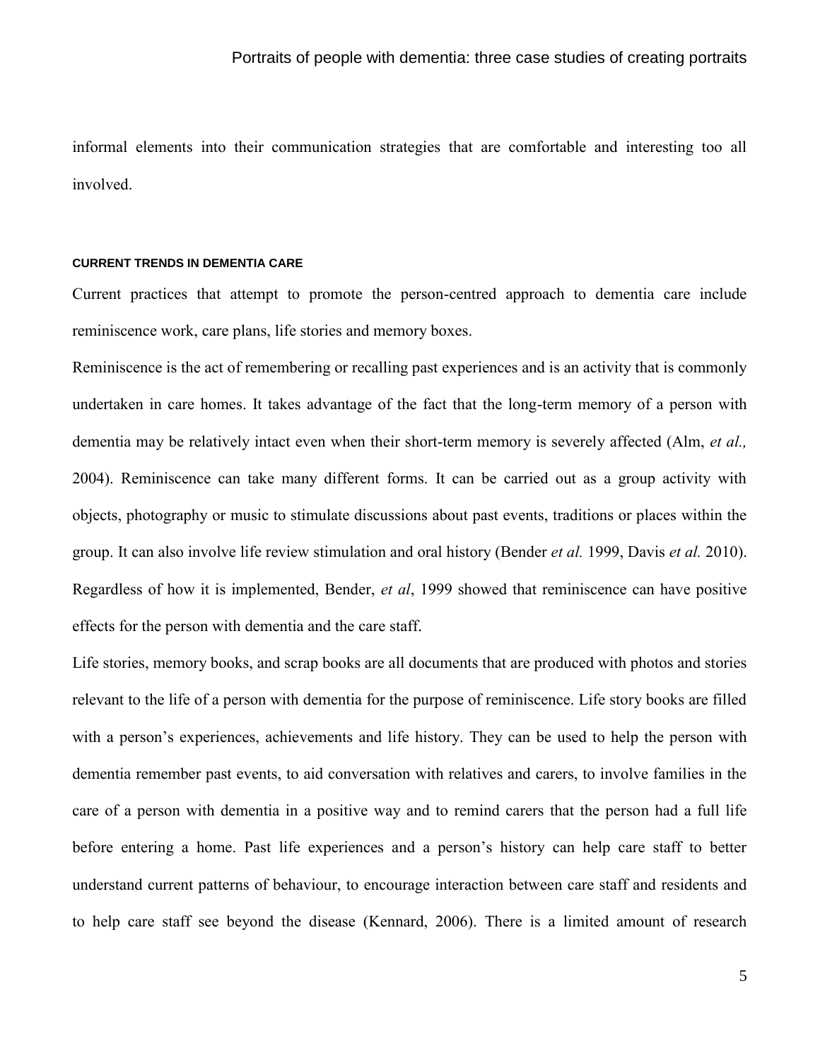informal elements into their communication strategies that are comfortable and interesting too all involved.

#### CURRENT TRENDS IN DEMENTIA CARE

Current practices that attempt to promote the person-centred approach to dementia care include reminiscence work, care plans, life stories and memory boxes.

Reminiscence is the act of remembering or recalling past experiences and is an activity that is commonly undertaken in care homes. It takes advantage of the fact that the long-term memory of a person with dementia may be relatively intact even when their short-term memory is severely affected (Alm, *et al.,* 2004). Reminiscence can take many different forms. It can be carried out as a group activity with objects, photography or music to stimulate discussions about past events, traditions or places within the group. It can also involve life review stimulation and oral history (Bender *et al.* 1999, Davis *et al.* 2010). Regardless of how it is implemented, Bender, *et al*, 1999 showed that reminiscence can have positive effects for the person with dementia and the care staff.

Life stories, memory books, and scrap books are all documents that are produced with photos and stories relevant to the life of a person with dementia for the purpose of reminiscence. Life story books are filled with a person's experiences, achievements and life history. They can be used to help the person with dementia remember past events, to aid conversation with relatives and carers, to involve families in the care of a person with dementia in a positive way and to remind carers that the person had a full life before entering a home. Past life experiences and a person's history can help care staff to better understand current patterns of behaviour, to encourage interaction between care staff and residents and to help care staff see beyond the disease (Kennard, 2006). There is a limited amount of research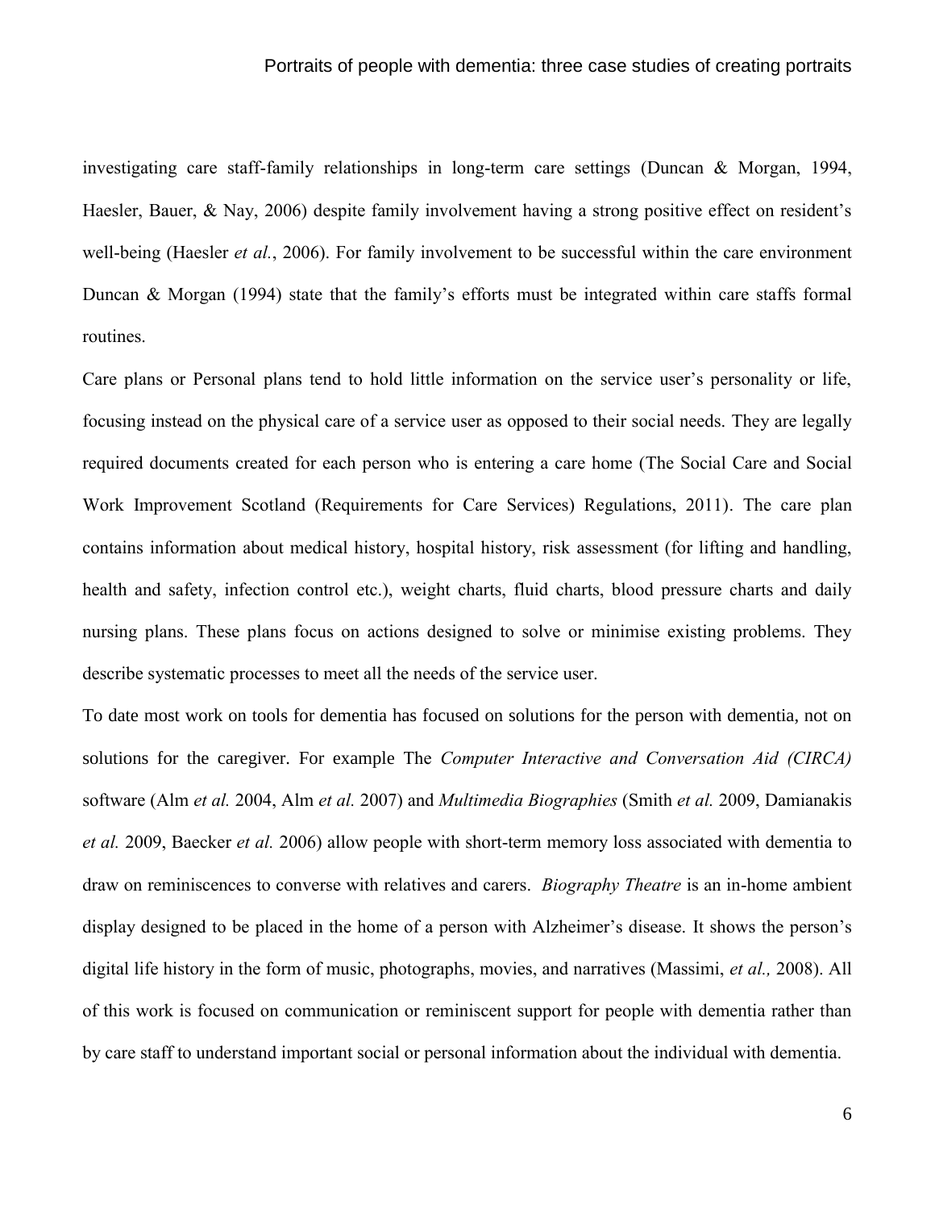investigating care staff-family relationships in long-term care settings (Duncan & Morgan, 1994, Haesler, Bauer, & Nay, 2006) despite family involvement having a strong positive effect on resident's well-being (Haesler *et al.*, 2006). For family involvement to be successful within the care environment Duncan & Morgan (1994) state that the family's efforts must be integrated within care staffs formal routines.

Care plans or Personal plans tend to hold little information on the service user's personality or life, focusing instead on the physical care of a service user as opposed to their social needs. They are legally required documents created for each person who is entering a care home (The Social Care and Social Work Improvement Scotland (Requirements for Care Services) Regulations, 2011). The care plan contains information about medical history, hospital history, risk assessment (for lifting and handling, health and safety, infection control etc.), weight charts, fluid charts, blood pressure charts and daily nursing plans. These plans focus on actions designed to solve or minimise existing problems. They describe systematic processes to meet all the needs of the service user.

To date most work on tools for dementia has focused on solutions for the person with dementia, not on solutions for the caregiver. For example The *Computer Interactive and Conversation Aid (CIRCA)* software (Alm *et al.* 2004, Alm *et al.* 2007) and *Multimedia Biographies* (Smith *et al.* 2009, Damianakis *et al.* 2009, Baecker *et al.* 2006) allow people with short-term memory loss associated with dementia to draw on reminiscences to converse with relatives and carers. *Biography Theatre* is an in-home ambient display designed to be placed in the home of a person with Alzheimer's disease. It shows the person's digital life history in the form of music, photographs, movies, and narratives (Massimi, *et al.,* 2008). All of this work is focused on communication or reminiscent support for people with dementia rather than by care staff to understand important social or personal information about the individual with dementia.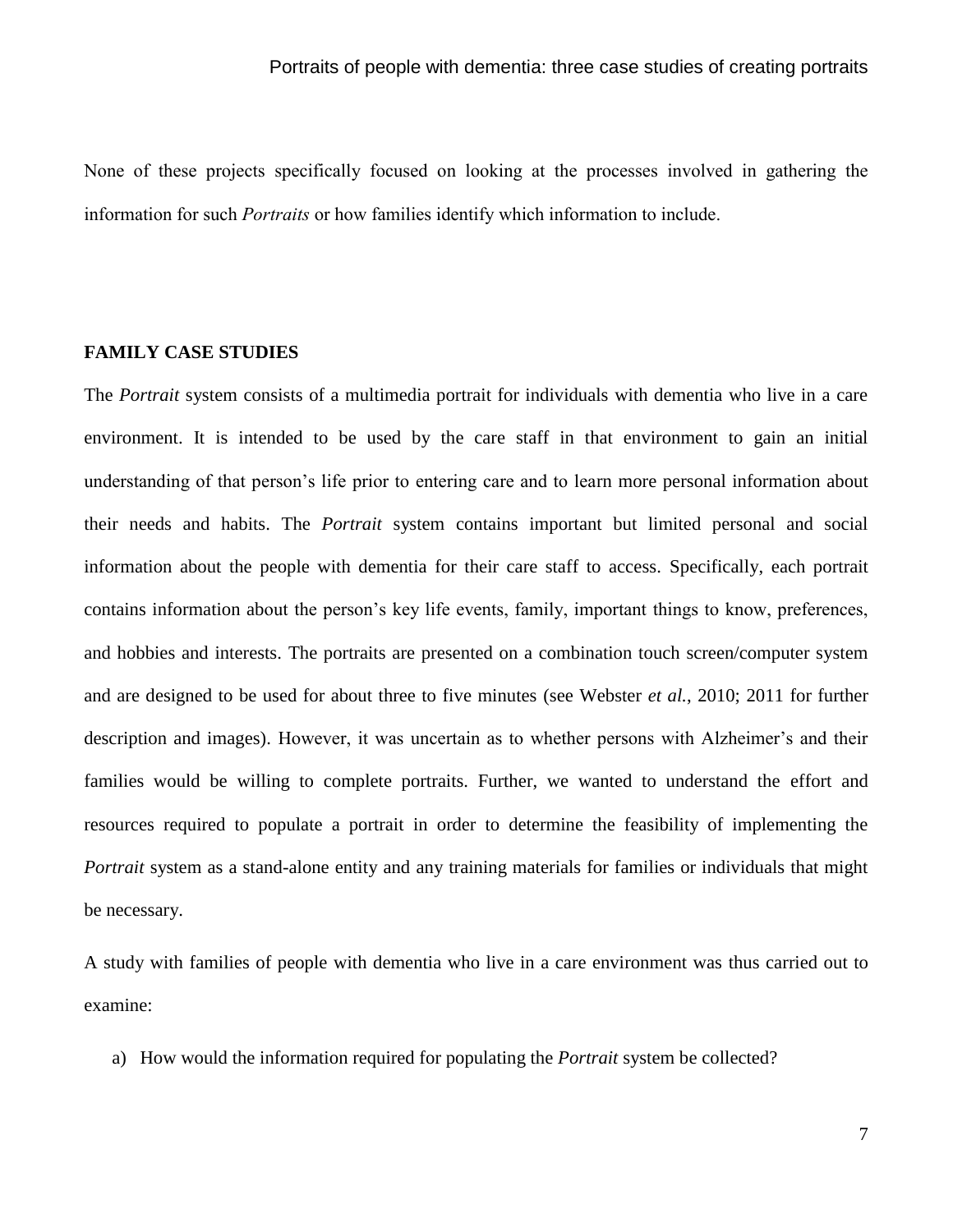None of these projects specifically focused on looking at the processes involved in gathering the information for such *Portraits* or how families identify which information to include.

## FAMILY CASE STUDIES

The *Portrait* system consists of a multimedia portrait for individuals with dementia who live in a care environment. It is intended to be used by the care staff in that environment to gain an initial understanding of that person's life prior to entering care and to learn more personal information about their needs and habits. The *Portrait* system contains important but limited personal and social information about the people with dementia for their care staff to access. Specifically, each portrait contains information about the person's key life events, family, important things to know, preferences, and hobbies and interests. The portraits are presented on a combination touch screen/computer system and are designed to be used for about three to five minutes (see Webster *et al.*, 2010; 2011 for further description and images). However, it was uncertain as to whether persons with Alzheimer's and their families would be willing to complete portraits. Further, we wanted to understand the effort and resources required to populate a portrait in order to determine the feasibility of implementing the *Portrait* system as a stand-alone entity and any training materials for families or individuals that might be necessary.

A study with families of people with dementia who live in a care environment was thus carried out to examine:

a) How would the information required for populating the *Portrait* system be collected?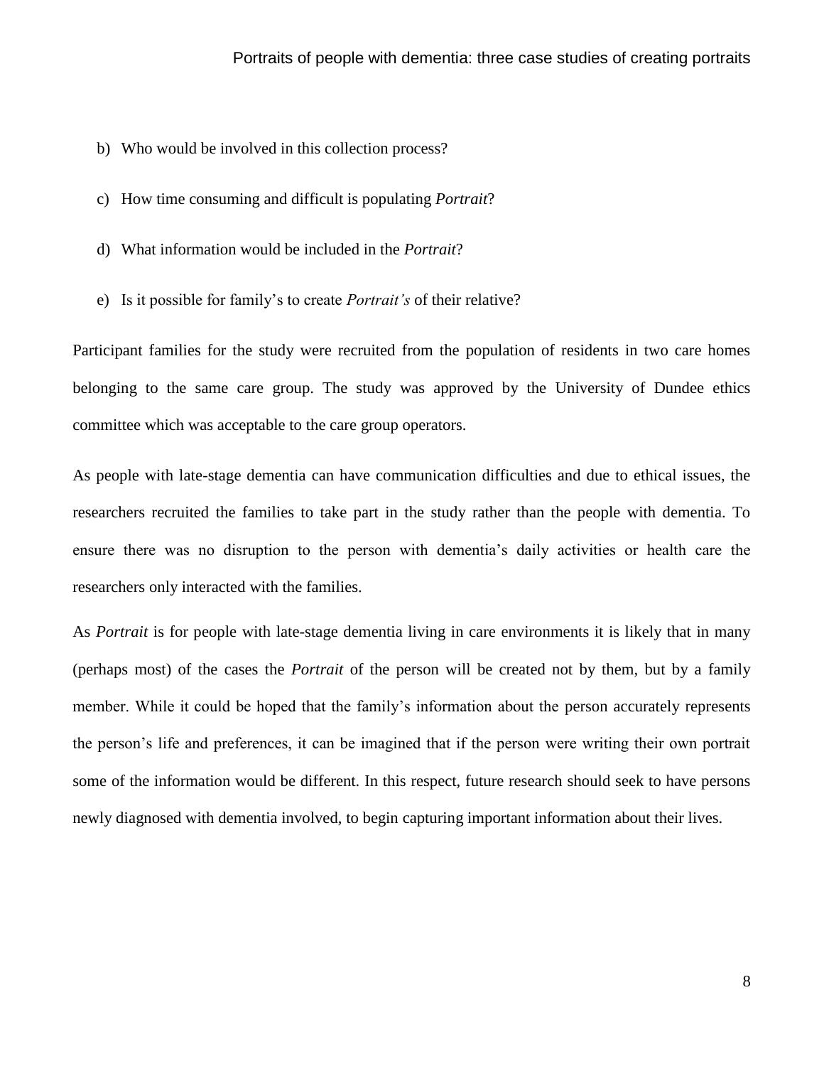b) Who would be involved in this collection process?

c) How time consuming and difficult is populating *Portrait*?

d) What information would be included in the *Portrait*?

e) Is it possible for family's to create *Portrait's* of their relative?

Participant families for the study were recruited from the population of residents in two care homes belonging to the same care group. The study was approved by the University of Dundee ethics committee which was acceptable to the care group operators.

As people with late-stage dementia can have communication difficulties and due to ethical issues, the researchers recruited the families to take part in the study rather than the people with dementia. To ensure there was no disruption to the person with dementia's daily activities or health care the researchers only interacted with the families.

As *Portrait* is for people with late-stage dementia living in care environments it is likely that in many (perhaps most) of the cases the *Portrait* of the person will be created not by them, but by a family member. While it could be hoped that the family's information about the person accurately represents the person's life and preferences, it can be imagined that if the person were writing their own portrait some of the information would be different. In this respect, future research should seek to have persons newly diagnosed with dementia involved, to begin capturing important information about their lives.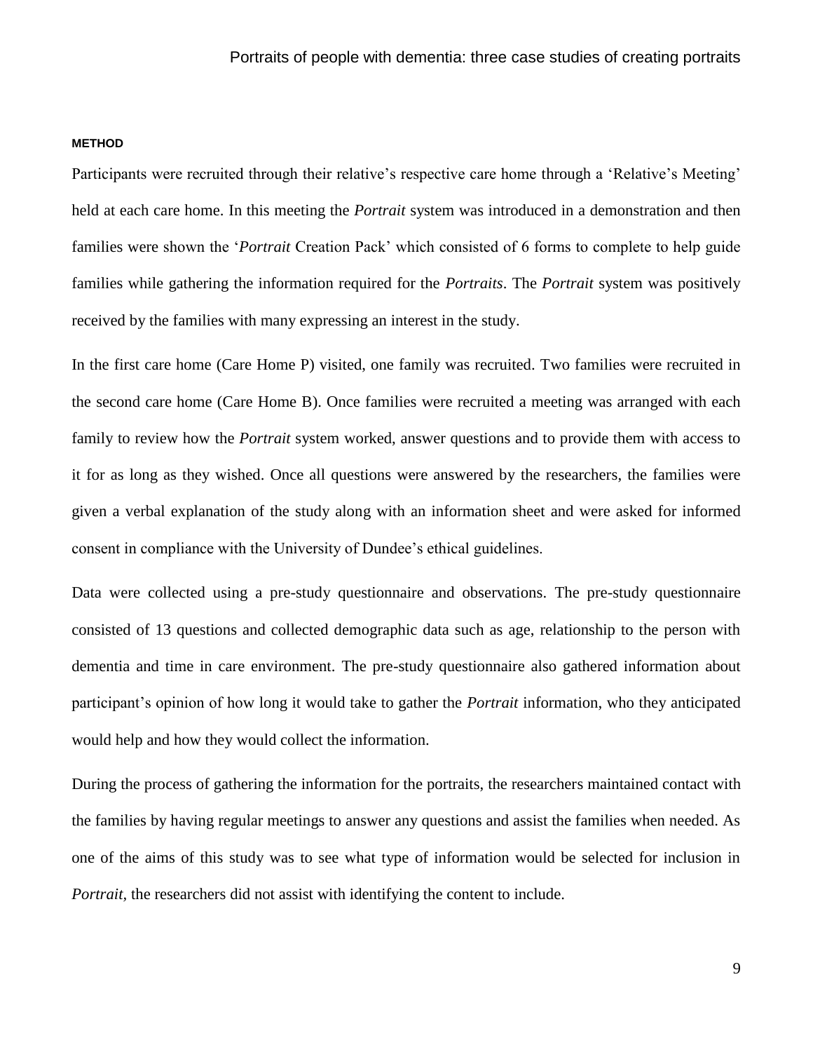## METHOD

Participants were recruited through their relative's respective care home through a 'Relative's Meeting' held at each care home. In this meeting the *Portrait* system was introduced in a demonstration and then families were shown the '*Portrait* Creation Pack' which consisted of 6 forms to complete to help guide families while gathering the information required for the *Portraits*. The *Portrait* system was positively received by the families with many expressing an interest in the study.

In the first care home (Care Home P) visited, one family was recruited. Two families were recruited in the second care home (Care Home B). Once families were recruited a meeting was arranged with each family to review how the *Portrait* system worked, answer questions and to provide them with access to it for as long as they wished. Once all questions were answered by the researchers, the families were given a verbal explanation of the study along with an information sheet and were asked for informed consent in compliance with the University of Dundee's ethical guidelines.

Data were collected using a pre-study questionnaire and observations. The pre-study questionnaire consisted of 13 questions and collected demographic data such as age, relationship to the person with dementia and time in care environment. The pre-study questionnaire also gathered information about participant's opinion of how long it would take to gather the *Portrait* information, who they anticipated would help and how they would collect the information.

During the process of gathering the information for the portraits, the researchers maintained contact with the families by having regular meetings to answer any questions and assist the families when needed. As one of the aims of this study was to see what type of information would be selected for inclusion in *Portrait*, the researchers did not assist with identifying the content to include.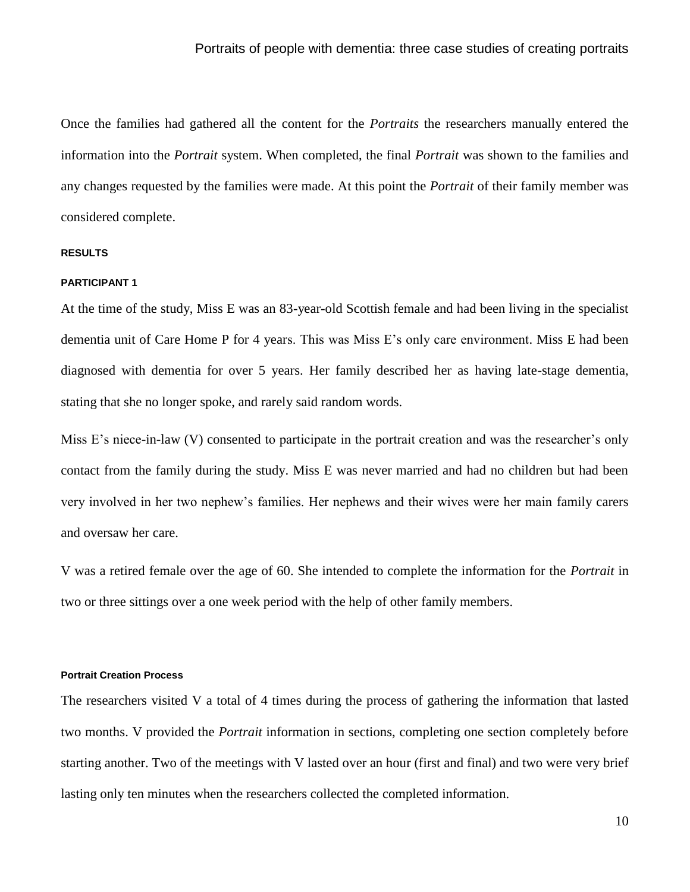Once the families had gathered all the content for the *Portraits* the researchers manually entered the information into the *Portrait* system. When completed, the final *Portrait* was shown to the families and any changes requested by the families were made. At this point the *Portrait* of their family member was considered complete.

## RESULTS

### PARTICIPANT 1

At the time of the study, Miss E was an 83-year-old Scottish female and had been living in the specialist dementia unit of Care Home P for 4 years. This was Miss E's only care environment. Miss E had been diagnosed with dementia for over 5 years. Her family described her as having late-stage dementia, stating that she no longer spoke, and rarely said random words.

Miss E's niece-in-law (V) consented to participate in the portrait creation and was the researcher's only contact from the family during the study. Miss E was never married and had no children but had been very involved in her two nephew's families. Her nephews and their wives were her main family carers and oversaw her care.

V was a retired female over the age of 60. She intended to complete the information for the *Portrait* in two or three sittings over a one week period with the help of other family members.

#### Portrait Creation Process

The researchers visited V a total of 4 times during the process of gathering the information that lasted two months. V provided the *Portrait* information in sections, completing one section completely before starting another. Two of the meetings with V lasted over an hour (first and final) and two were very brief lasting only ten minutes when the researchers collected the completed information.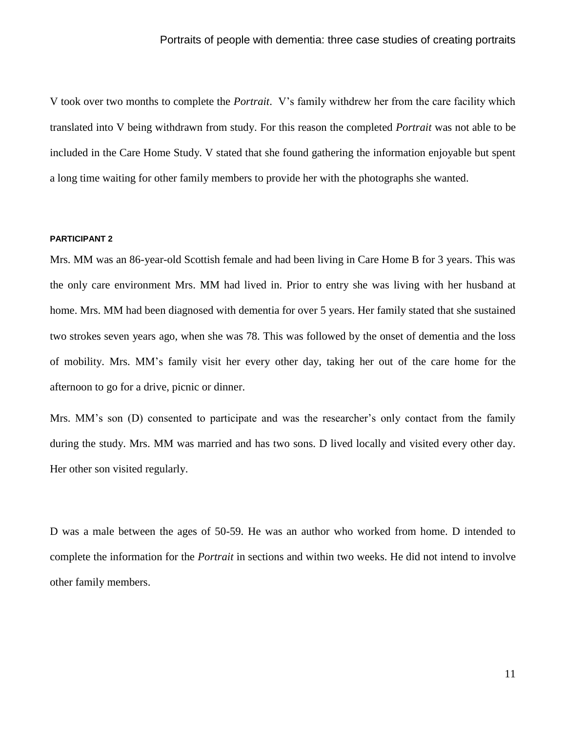V took over two months to complete the *Portrait*. V's family withdrew her from the care facility which translated into V being withdrawn from study. For this reason the completed *Portrait* was not able to be included in the Care Home Study. V stated that she found gathering the information enjoyable but spent a long time waiting for other family members to provide her with the photographs she wanted.

#### PARTICIPANT 2

Mrs. MM was an 86-year-old Scottish female and had been living in Care Home B for 3 years. This was the only care environment Mrs. MM had lived in. Prior to entry she was living with her husband at home. Mrs. MM had been diagnosed with dementia for over 5 years. Her family stated that she sustained two strokes seven years ago, when she was 78. This was followed by the onset of dementia and the loss of mobility. Mrs. MM's family visit her every other day, taking her out of the care home for the afternoon to go for a drive, picnic or dinner.

Mrs. MM's son (D) consented to participate and was the researcher's only contact from the family during the study. Mrs. MM was married and has two sons. D lived locally and visited every other day. Her other son visited regularly.

D was a male between the ages of 50-59. He was an author who worked from home. D intended to complete the information for the *Portrait* in sections and within two weeks. He did not intend to involve other family members.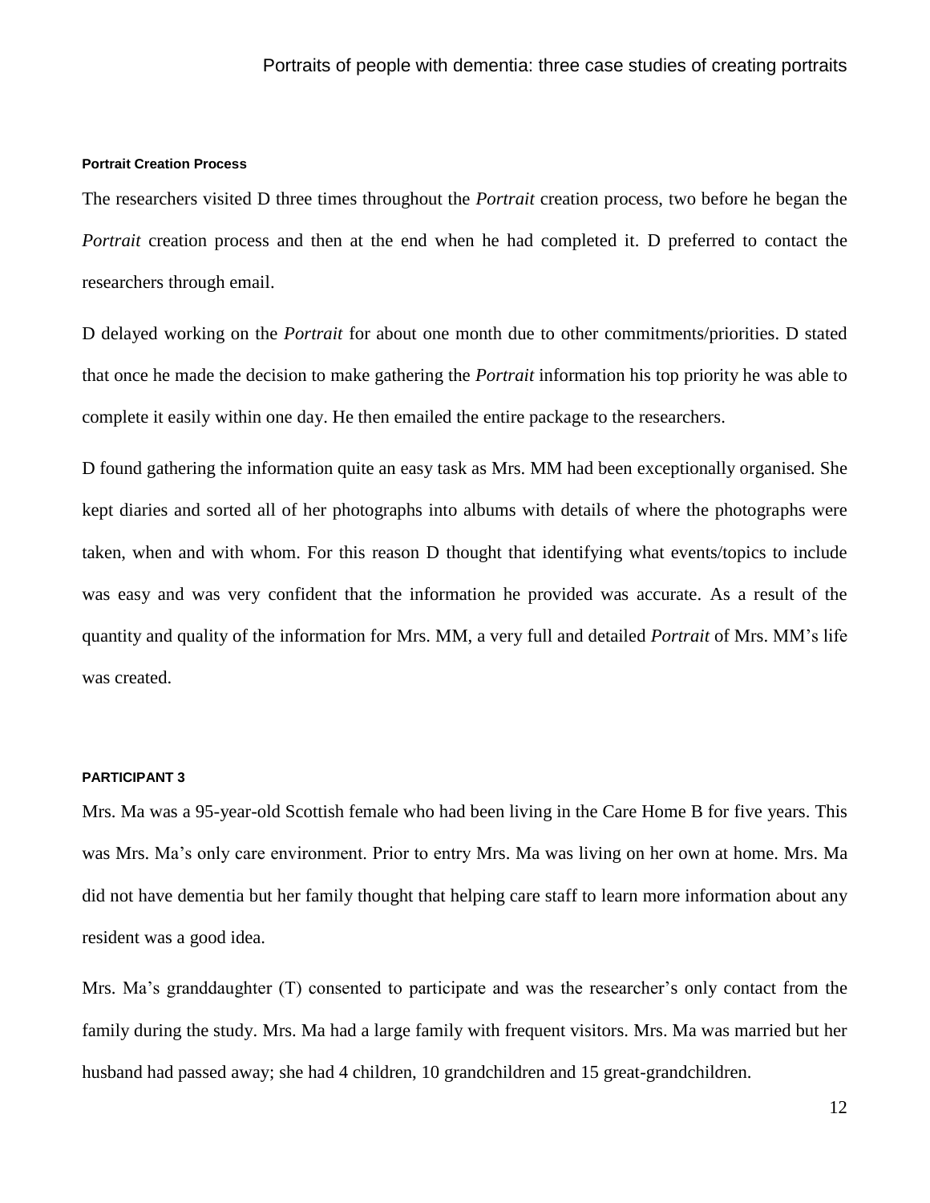#### Portrait Creation Process

The researchers visited D three times throughout the *Portrait* creation process, two before he began the *Portrait* creation process and then at the end when he had completed it. D preferred to contact the researchers through email.

D delayed working on the *Portrait* for about one month due to other commitments/priorities. D stated that once he made the decision to make gathering the *Portrait* information his top priority he was able to complete it easily within one day. He then emailed the entire package to the researchers.

D found gathering the information quite an easy task as Mrs. MM had been exceptionally organised. She kept diaries and sorted all of her photographs into albums with details of where the photographs were taken, when and with whom. For this reason D thought that identifying what events/topics to include was easy and was very confident that the information he provided was accurate. As a result of the quantity and quality of the information for Mrs. MM, a very full and detailed *Portrait* of Mrs. MM's life was created.

#### PARTICIPANT 3

Mrs. Ma was a 95-year-old Scottish female who had been living in the Care Home B for five years. This was Mrs. Ma's only care environment. Prior to entry Mrs. Ma was living on her own at home. Mrs. Ma did not have dementia but her family thought that helping care staff to learn more information about any resident was a good idea.

Mrs. Ma's granddaughter (T) consented to participate and was the researcher's only contact from the family during the study. Mrs. Ma had a large family with frequent visitors. Mrs. Ma was married but her husband had passed away; she had 4 children, 10 grandchildren and 15 great-grandchildren.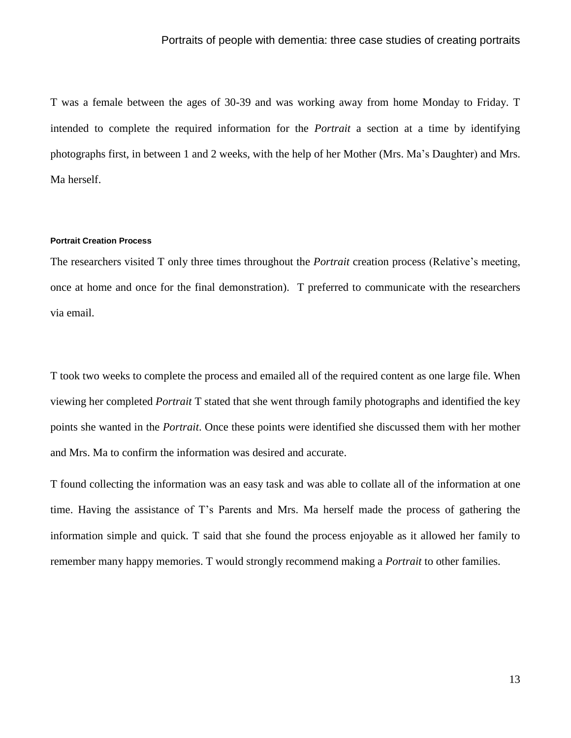T was a female between the ages of 30-39 and was working away from home Monday to Friday. T intended to complete the required information for the *Portrait* a section at a time by identifying photographs first, in between 1 and 2 weeks, with the help of her Mother (Mrs. Ma's Daughter) and Mrs. Ma herself.

#### Portrait Creation Process

The researchers visited T only three times throughout the *Portrait* creation process (Relative's meeting, once at home and once for the final demonstration). T preferred to communicate with the researchers via email.

T took two weeks to complete the process and emailed all of the required content as one large file. When viewing her completed *Portrait* T stated that she went through family photographs and identified the key points she wanted in the *Portrait*. Once these points were identified she discussed them with her mother and Mrs. Ma to confirm the information was desired and accurate.

T found collecting the information was an easy task and was able to collate all of the information at one time. Having the assistance of T's Parents and Mrs. Ma herself made the process of gathering the information simple and quick. T said that she found the process enjoyable as it allowed her family to remember many happy memories. T would strongly recommend making a *Portrait* to other families.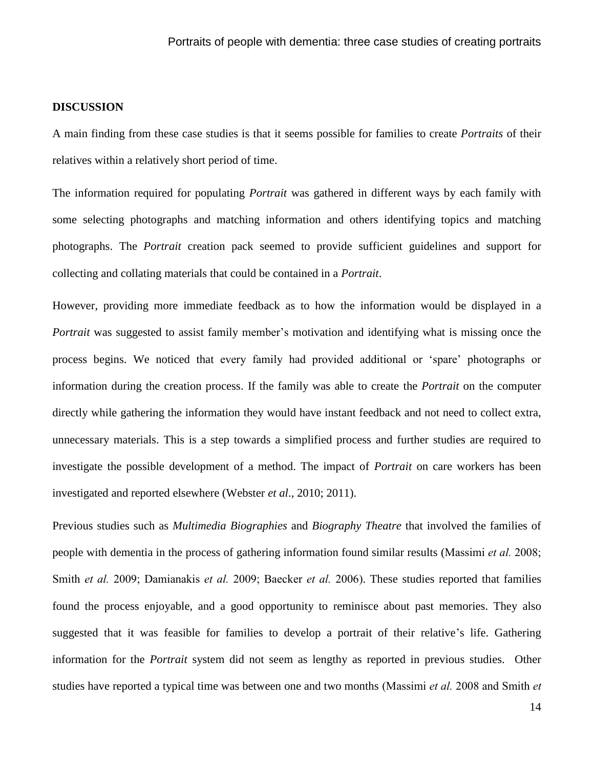## DISCUSSION

A main finding from these case studies is that it seems possible for families to create *Portraits* of their relatives within a relatively short period of time.

The information required for populating *Portrait* was gathered in different ways by each family with some selecting photographs and matching information and others identifying topics and matching photographs. The *Portrait* creation pack seemed to provide sufficient guidelines and support for collecting and collating materials that could be contained in a *Portrait*.

However, providing more immediate feedback as to how the information would be displayed in a *Portrait* was suggested to assist family member's motivation and identifying what is missing once the process begins. We noticed that every family had provided additional or 'spare' photographs or information during the creation process. If the family was able to create the *Portrait* on the computer directly while gathering the information they would have instant feedback and not need to collect extra, unnecessary materials. This is a step towards a simplified process and further studies are required to investigate the possible development of a method. The impact of *Portrait* on care workers has been investigated and reported elsewhere (Webster *et al*., 2010; 2011).

Previous studies such as *Multimedia Biographies* and *Biography Theatre* that involved the families of people with dementia in the process of gathering information found similar results (Massimi *et al.* 2008; Smith *et al.* 2009; Damianakis *et al.* 2009; Baecker *et al.* 2006). These studies reported that families found the process enjoyable, and a good opportunity to reminisce about past memories. They also suggested that it was feasible for families to develop a portrait of their relative's life. Gathering information for the *Portrait* system did not seem as lengthy as reported in previous studies. Other studies have reported a typical time was between one and two months (Massimi *et al.* 2008 and Smith *et*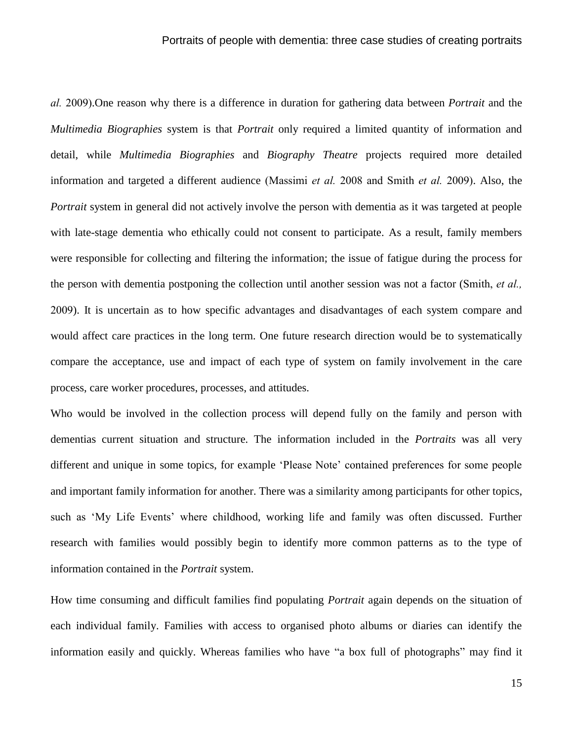*al.* 2009).One reason why there is a difference in duration for gathering data between *Portrait* and the *Multimedia Biographies* system is that *Portrait* only required a limited quantity of information and detail, while *Multimedia Biographies* and *Biography Theatre* projects required more detailed information and targeted a different audience (Massimi *et al.* 2008 and Smith *et al.* 2009). Also, the *Portrait* system in general did not actively involve the person with dementia as it was targeted at people with late-stage dementia who ethically could not consent to participate. As a result, family members were responsible for collecting and filtering the information; the issue of fatigue during the process for the person with dementia postponing the collection until another session was not a factor (Smith, *et al.,* 2009). It is uncertain as to how specific advantages and disadvantages of each system compare and would affect care practices in the long term. One future research direction would be to systematically compare the acceptance, use and impact of each type of system on family involvement in the care process, care worker procedures, processes, and attitudes.

Who would be involved in the collection process will depend fully on the family and person with dementias current situation and structure. The information included in the *Portraits* was all very different and unique in some topics, for example 'Please Note' contained preferences for some people and important family information for another. There was a similarity among participants for other topics, such as 'My Life Events' where childhood, working life and family was often discussed. Further research with families would possibly begin to identify more common patterns as to the type of information contained in the *Portrait* system.

How time consuming and difficult families find populating *Portrait* again depends on the situation of each individual family. Families with access to organised photo albums or diaries can identify the information easily and quickly. Whereas families who have "a box full of photographs" may find it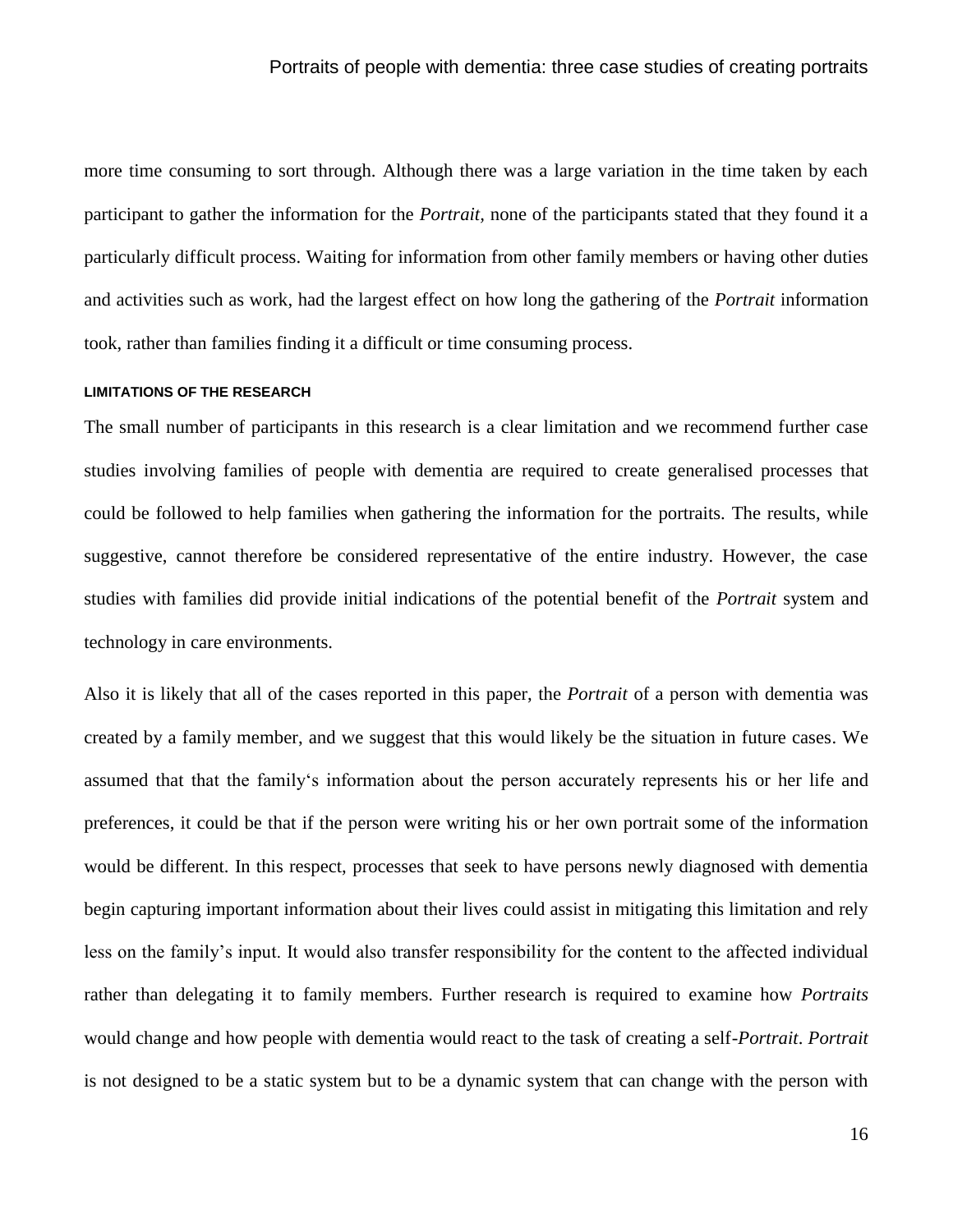more time consuming to sort through. Although there was a large variation in the time taken by each participant to gather the information for the *Portrait*, none of the participants stated that they found it a particularly difficult process. Waiting for information from other family members or having other duties and activities such as work, had the largest effect on how long the gathering of the *Portrait* information took, rather than families finding it a difficult or time consuming process.

#### LIMITATIONS OF THE RESEARCH

The small number of participants in this research is a clear limitation and we recommend further case studies involving families of people with dementia are required to create generalised processes that could be followed to help families when gathering the information for the portraits. The results, while suggestive, cannot therefore be considered representative of the entire industry. However, the case studies with families did provide initial indications of the potential benefit of the *Portrait* system and technology in care environments.

Also it is likely that all of the cases reported in this paper, the *Portrait* of a person with dementia was created by a family member, and we suggest that this would likely be the situation in future cases. We assumed that that the family‘s information about the person accurately represents his or her life and preferences, it could be that if the person were writing his or her own portrait some of the information would be different. In this respect, processes that seek to have persons newly diagnosed with dementia begin capturing important information about their lives could assist in mitigating this limitation and rely less on the family's input. It would also transfer responsibility for the content to the affected individual rather than delegating it to family members. Further research is required to examine how *Portraits* would change and how people with dementia would react to the task of creating a self-*Portrait*. *Portrait* is not designed to be a static system but to be a dynamic system that can change with the person with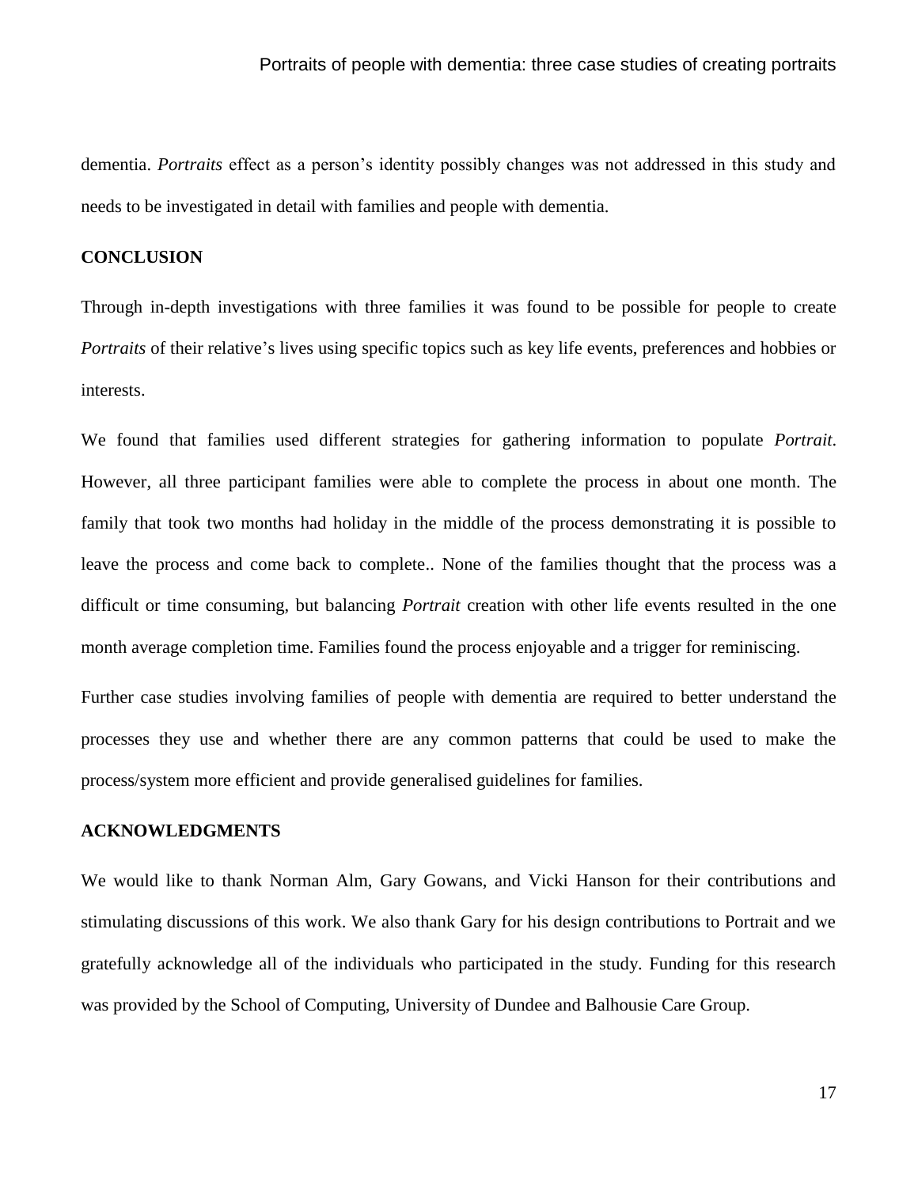dementia. *Portraits* effect as a person's identity possibly changes was not addressed in this study and needs to be investigated in detail with families and people with dementia.

## CONCLUSION

Through in-depth investigations with three families it was found to be possible for people to create *Portraits* of their relative's lives using specific topics such as key life events, preferences and hobbies or interests.

We found that families used different strategies for gathering information to populate *Portrait*. However, all three participant families were able to complete the process in about one month. The family that took two months had holiday in the middle of the process demonstrating it is possible to leave the process and come back to complete.. None of the families thought that the process was a difficult or time consuming, but balancing *Portrait* creation with other life events resulted in the one month average completion time. Families found the process enjoyable and a trigger for reminiscing.

Further case studies involving families of people with dementia are required to better understand the processes they use and whether there are any common patterns that could be used to make the process/system more efficient and provide generalised guidelines for families.

## ACKNOWLEDGMENTS

We would like to thank Norman Alm, Gary Gowans, and Vicki Hanson for their contributions and stimulating discussions of this work. We also thank Gary for his design contributions to Portrait and we gratefully acknowledge all of the individuals who participated in the study. Funding for this research was provided by the School of Computing, University of Dundee and Balhousie Care Group.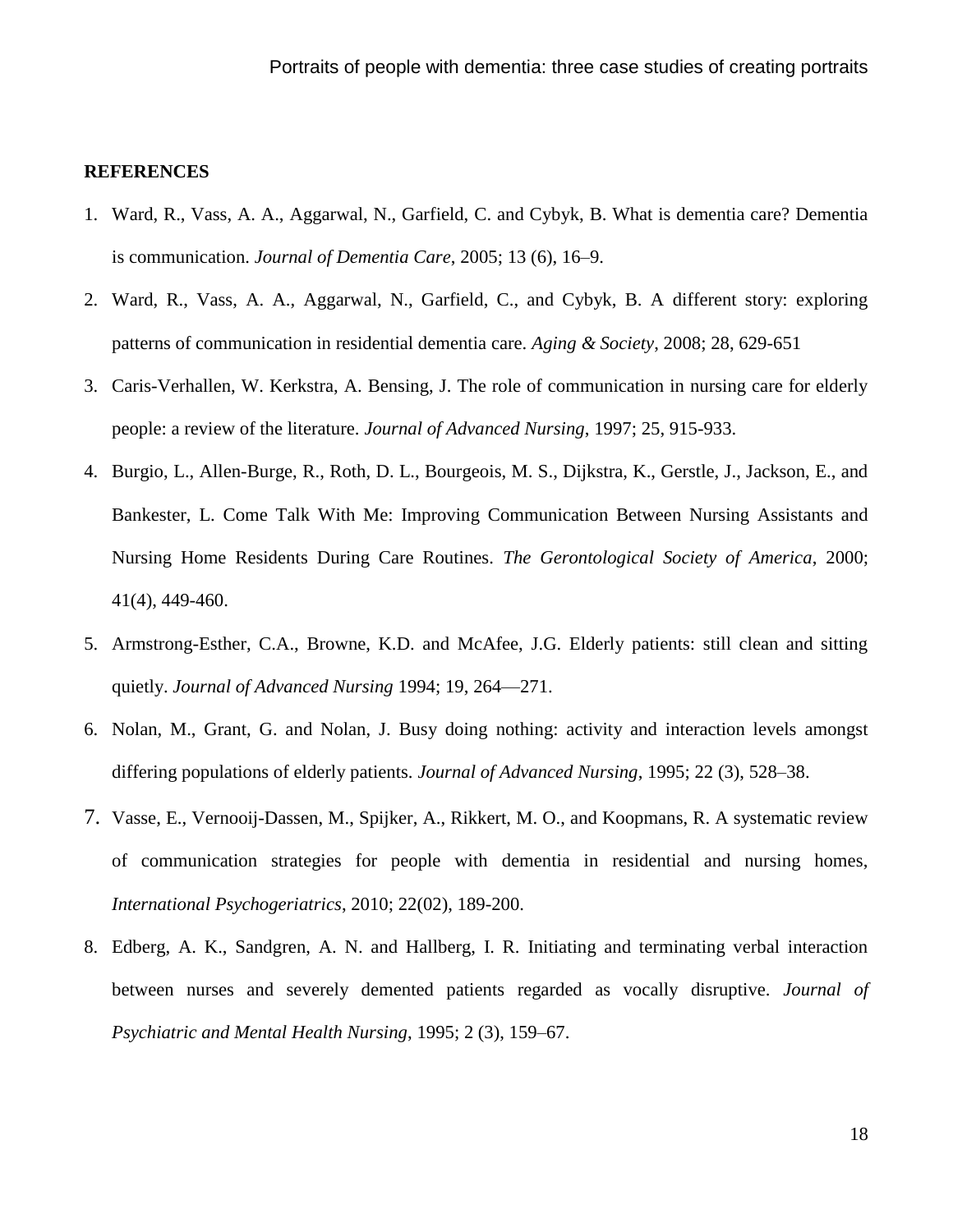**REFERENCES**

1. Ward, R., Vass, A. A., Aggarwal, N., Garfield, C. and Cybyk, B. What is dementia care? Dementia is communication. *Journal of Dementia Care*, 2005; 13 (6), 16–9.
2. Ward, R., Vass, A. A., Aggarwal, N., Garfield, C., and Cybyk, B. A different story: exploring patterns of communication in residential dementia care. *Aging & Society*, 2008; 28, 629-651
3. Caris-Verhallen, W. Kerkstra, A. Bensing, J. The role of communication in nursing care for elderly people: a review of the literature. *Journal of Advanced Nursing*, 1997; 25, 915-933.
4. Burgio, L., Allen-Burge, R., Roth, D. L., Bourgeois, M. S., Dijkstra, K., Gerstle, J., Jackson, E., and Bankester, L. Come Talk With Me: Improving Communication Between Nursing Assistants and Nursing Home Residents During Care Routines. *The Gerontological Society of America*, 2000; 41(4), 449-460.
5. Armstrong-Esther, C.A., Browne, K.D. and McAfee, J.G. Elderly patients: still clean and sitting quietly. *Journal of Advanced Nursing* 1994; 19, 264—271.
6. Nolan, M., Grant, G. and Nolan, J. Busy doing nothing: activity and interaction levels amongst differing populations of elderly patients. *Journal of Advanced Nursing*, 1995; 22 (3), 528–38.
7. Vasse, E., Vernooij-Dassen, M., Spijker, A., Rikkert, M. O., and Koopmans, R. A systematic review of communication strategies for people with dementia in residential and nursing homes, *International Psychogeriatrics*, 2010; 22(02), 189-200.
8. Edberg, A. K., Sandgren, A. N. and Hallberg, I. R. Initiating and terminating verbal interaction between nurses and severely demented patients regarded as vocally disruptive. *Journal of Psychiatric and Mental Health Nursing*, 1995; 2 (3), 159–67.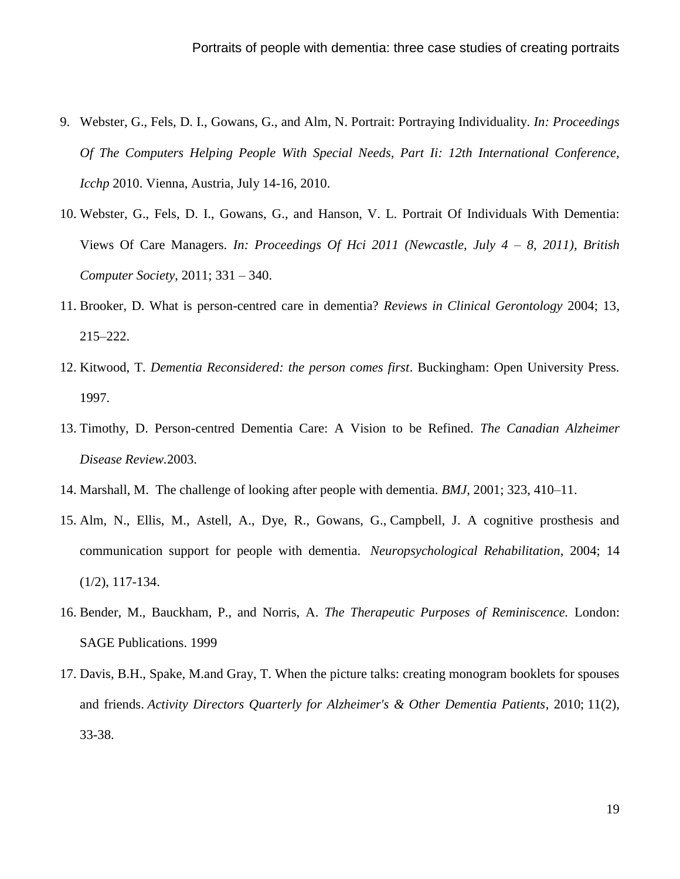9. Webster, G., Fels, D. I., Gowans, G., and Alm, N. Portrait: Portraying Individuality. *In: Proceedings Of The Computers Helping People With Special Needs, Part Ii: 12th International Conference, Icchp* 2010. Vienna, Austria, July 14-16, 2010.
10. Webster, G., Fels, D. I., Gowans, G., and Hanson, V. L. Portrait Of Individuals With Dementia: Views Of Care Managers. *In: Proceedings Of Hci 2011 (Newcastle, July 4 – 8, 2011), British Computer Society*, 2011; 331 – 340.
11. Brooker, D. What is person-centred care in dementia? *Reviews in Clinical Gerontology* 2004; 13, 215–222.
12. Kitwood, T. *Dementia Reconsidered: the person comes first*. Buckingham: Open University Press. 1997.
13. Timothy, D. Person-centred Dementia Care: A Vision to be Refined. *The Canadian Alzheimer Disease Review*.2003.
14. Marshall, M. The challenge of looking after people with dementia. *BMJ*, 2001; 323, 410–11.
15. Alm, N., Ellis, M., Astell, A., Dye, R., Gowans, G., Campbell, J. A cognitive prosthesis and communication support for people with dementia. *Neuropsychological Rehabilitation*, 2004; 14 (1/2), 117-134.
16. Bender, M., Bauckham, P., and Norris, A. *The Therapeutic Purposes of Reminiscence.* London: SAGE Publications. 1999
17. Davis, B.H., Spake, M.and Gray, T. When the picture talks: creating monogram booklets for spouses and friends. *Activity Directors Quarterly for Alzheimer's & Other Dementia Patients*, 2010; 11(2), 33-38.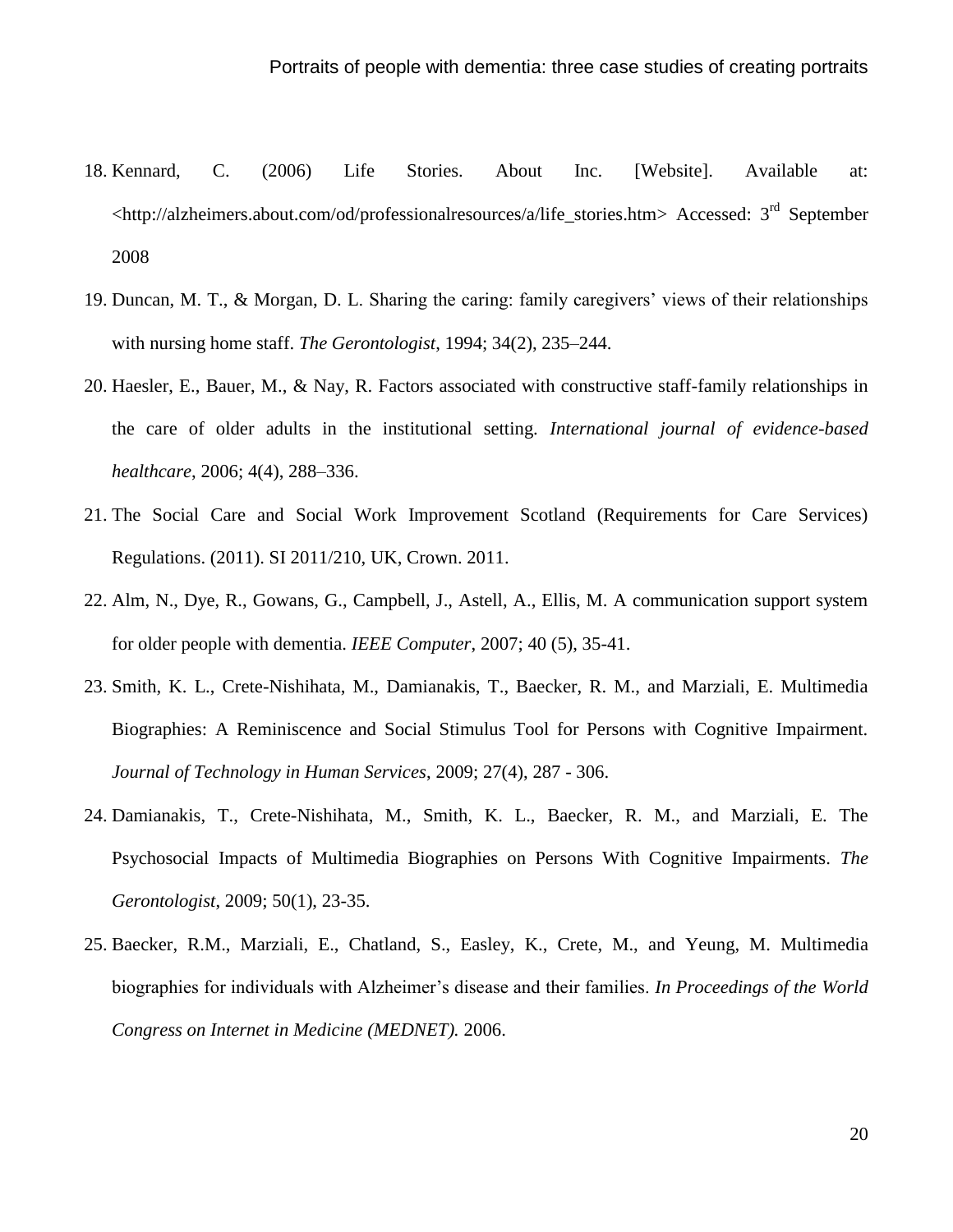18. Kennard, C. (2006) Life Stories. About Inc. [Website]. Available at: <http://alzheimers.about.com/od/professionalresources/a/life_stories.htm> Accessed: 3rd September 2008

19. Duncan, M. T., & Morgan, D. L. Sharing the caring: family caregivers' views of their relationships with nursing home staff. *The Gerontologist*, 1994; 34(2), 235–244.

20. Haesler, E., Bauer, M., & Nay, R. Factors associated with constructive staff-family relationships in the care of older adults in the institutional setting. *International journal of evidence-based healthcare*, 2006; 4(4), 288–336.

21. The Social Care and Social Work Improvement Scotland (Requirements for Care Services) Regulations. (2011). SI 2011/210, UK, Crown. 2011.

22. Alm, N., Dye, R., Gowans, G., Campbell, J., Astell, A., Ellis, M. A communication support system for older people with dementia. *IEEE Computer*, 2007; 40 (5), 35-41.

23. Smith, K. L., Crete-Nishihata, M., Damianakis, T., Baecker, R. M., and Marziali, E. Multimedia Biographies: A Reminiscence and Social Stimulus Tool for Persons with Cognitive Impairment. *Journal of Technology in Human Services*, 2009; 27(4), 287 - 306.

24. Damianakis, T., Crete-Nishihata, M., Smith, K. L., Baecker, R. M., and Marziali, E. The Psychosocial Impacts of Multimedia Biographies on Persons With Cognitive Impairments. *The Gerontologist*, 2009; 50(1), 23-35.

25. Baecker, R.M., Marziali, E., Chatland, S., Easley, K., Crete, M., and Yeung, M. Multimedia biographies for individuals with Alzheimer's disease and their families. *In Proceedings of the World Congress on Internet in Medicine (MEDNET).* 2006.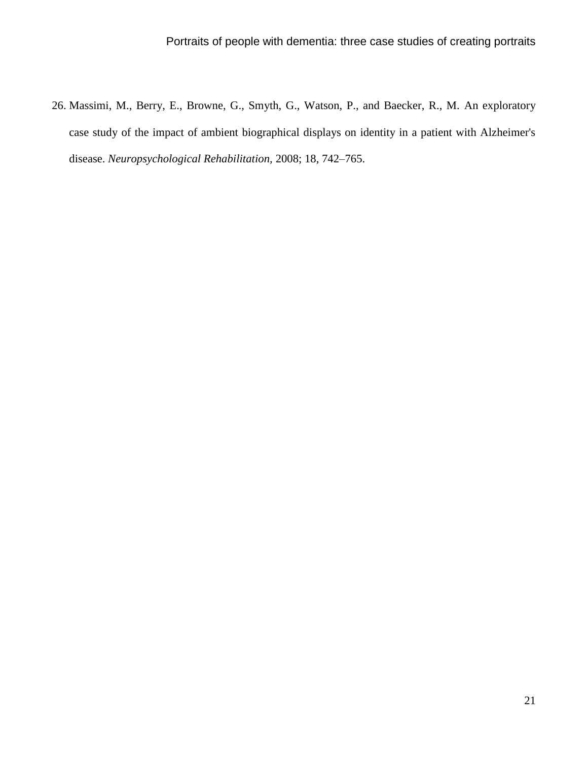26. Massimi, M., Berry, E., Browne, G., Smyth, G., Watson, P., and Baecker, R., M. An exploratory case study of the impact of ambient biographical displays on identity in a patient with Alzheimer's disease. *Neuropsychological Rehabilitation*, 2008; 18, 742–765.